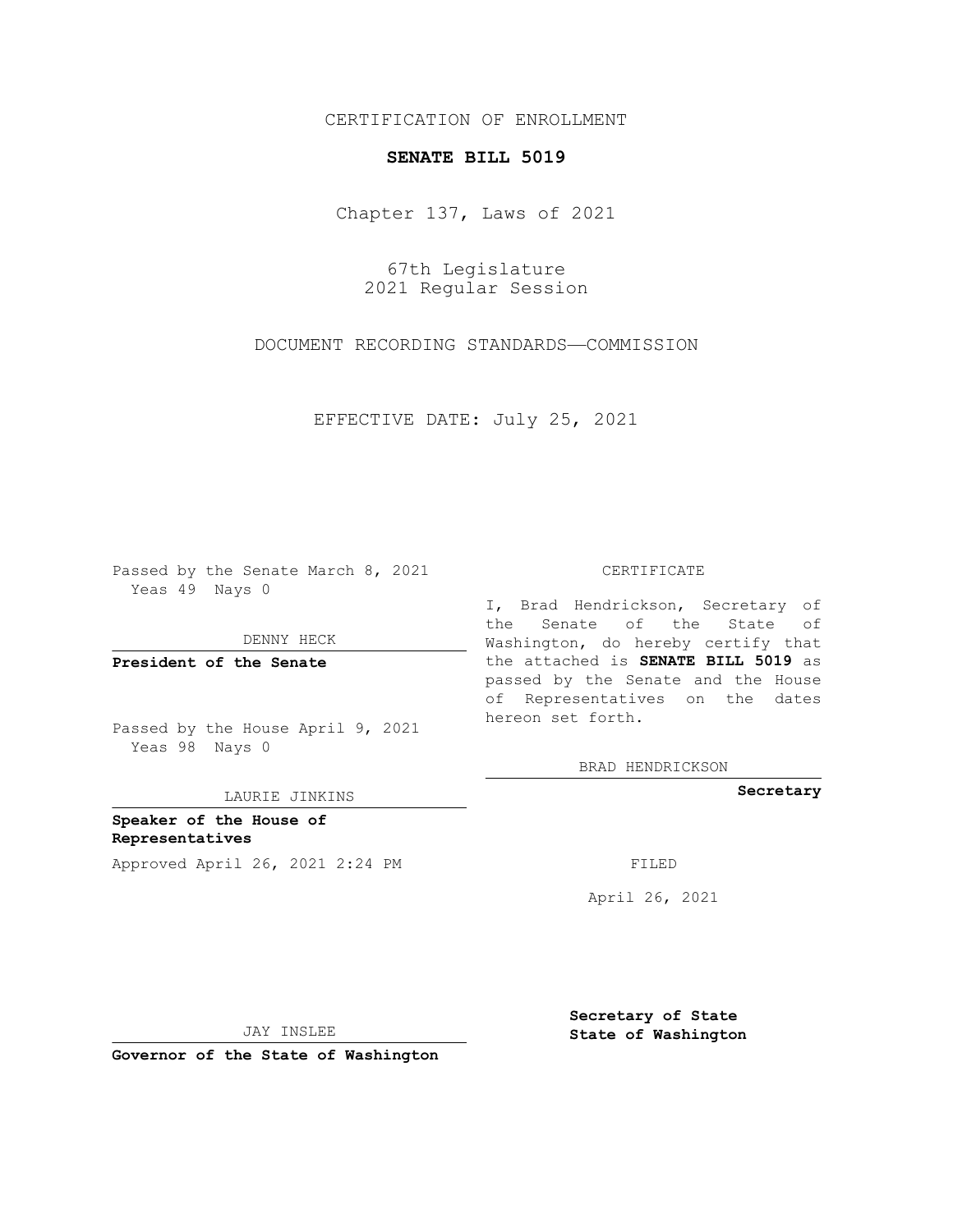CERTIFICATION OF ENROLLMENT

**SENATE BILL 5019**

Chapter 137, Laws of 2021

67th Legislature
2021 Regular Session

DOCUMENT RECORDING STANDARDS—COMMISSION

EFFECTIVE DATE: July 25, 2021

Passed by the Senate March 8, 2021
Yeas 49 Nays 0

DENNY HECK

**President of the Senate**

Passed by the House April 9, 2021
Yeas 98 Nays 0

LAURIE JINKINS

**Speaker of the House of Representatives**

Approved April 26, 2021 2:24 PM

JAY INSLEE

**Governor of the State of Washington**

CERTIFICATE

I, Brad Hendrickson, Secretary of the Senate of the State of Washington, do hereby certify that the attached is **SENATE BILL 5019** as passed by the Senate and the House of Representatives on the dates hereon set forth.

BRAD HENDRICKSON

**Secretary**

FILED

April 26, 2021

**Secretary of State**
**State of Washington**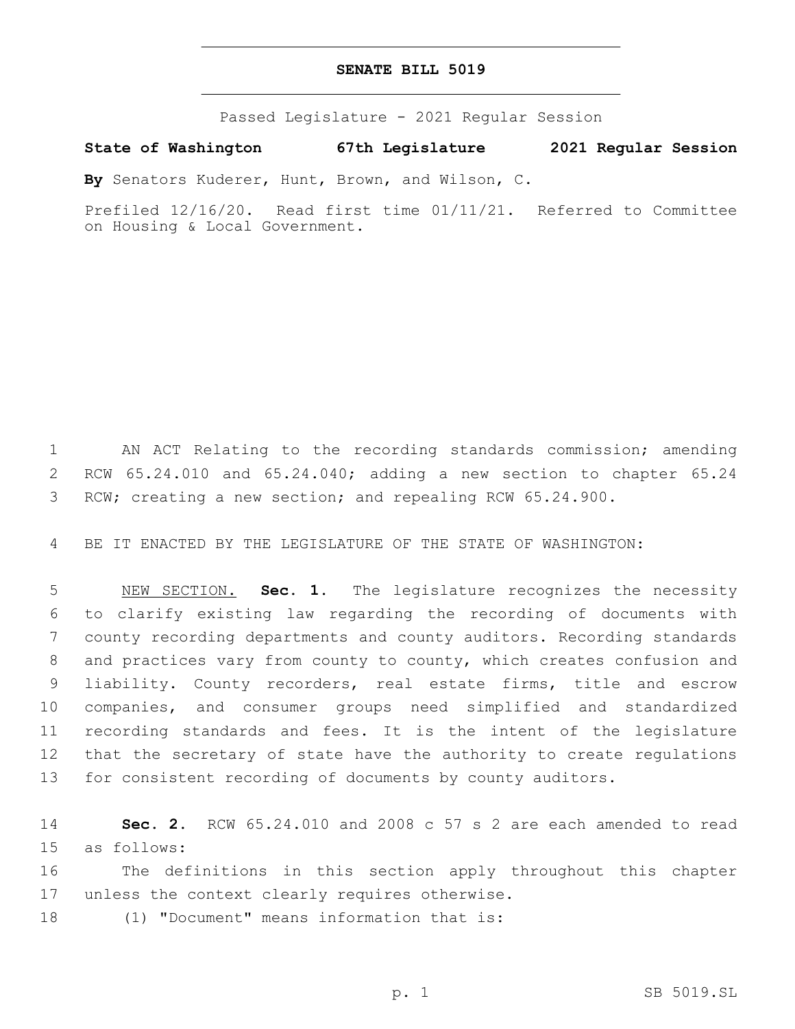# SENATE BILL 5019

Passed Legislature - 2021 Regular Session

**State of Washington 67th Legislature 2021 Regular Session**

**By** Senators Kuderer, Hunt, Brown, and Wilson, C.

Prefiled 12/16/20. Read first time 01/11/21. Referred to Committee on Housing & Local Government.

AN ACT Relating to the recording standards commission; amending RCW 65.24.010 and 65.24.040; adding a new section to chapter 65.24 RCW; creating a new section; and repealing RCW 65.24.900.

BE IT ENACTED BY THE LEGISLATURE OF THE STATE OF WASHINGTON:

NEW SECTION. **Sec. 1.** The legislature recognizes the necessity to clarify existing law regarding the recording of documents with county recording departments and county auditors. Recording standards and practices vary from county to county, which creates confusion and liability. County recorders, real estate firms, title and escrow companies, and consumer groups need simplified and standardized recording standards and fees. It is the intent of the legislature that the secretary of state have the authority to create regulations for consistent recording of documents by county auditors.

**Sec. 2.** RCW 65.24.010 and 2008 c 57 s 2 are each amended to read as follows:

The definitions in this section apply throughout this chapter unless the context clearly requires otherwise.

(1) "Document" means information that is: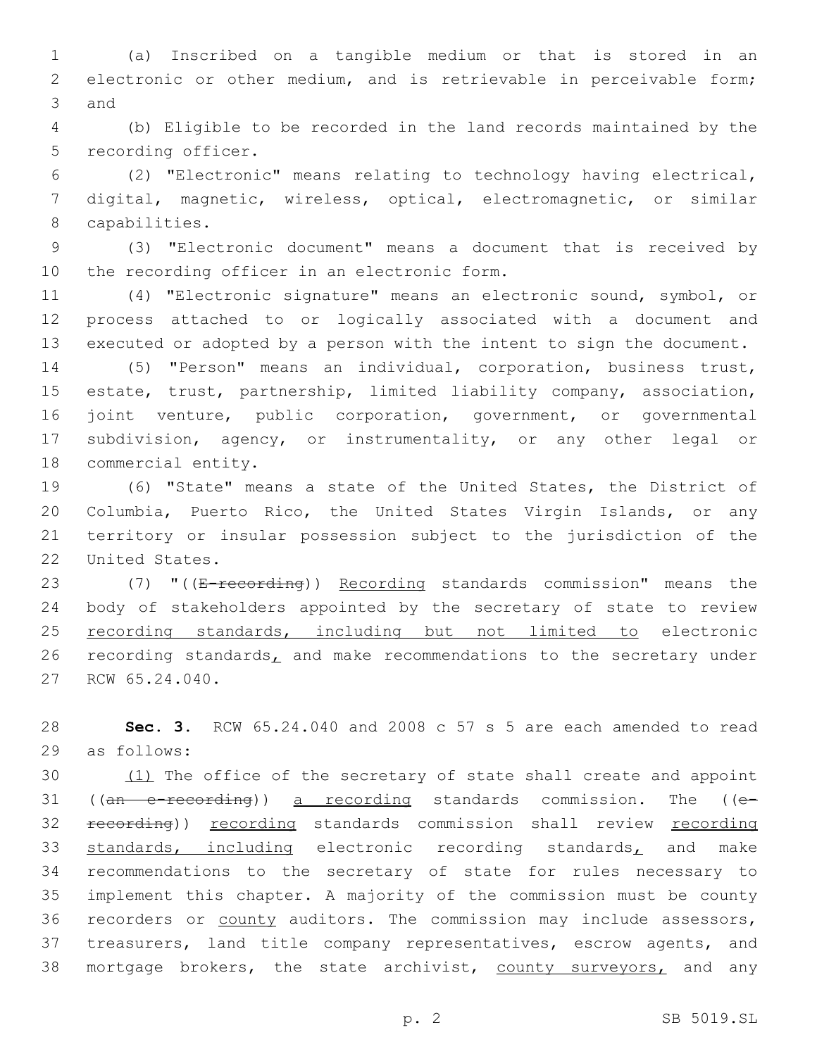(a) Inscribed on a tangible medium or that is stored in an electronic or other medium, and is retrievable in perceivable form; and

(b) Eligible to be recorded in the land records maintained by the recording officer.

(2) "Electronic" means relating to technology having electrical, digital, magnetic, wireless, optical, electromagnetic, or similar capabilities.

(3) "Electronic document" means a document that is received by the recording officer in an electronic form.

(4) "Electronic signature" means an electronic sound, symbol, or process attached to or logically associated with a document and executed or adopted by a person with the intent to sign the document.

(5) "Person" means an individual, corporation, business trust, estate, trust, partnership, limited liability company, association, joint venture, public corporation, government, or governmental subdivision, agency, or instrumentality, or any other legal or commercial entity.

(6) "State" means a state of the United States, the District of Columbia, Puerto Rico, the United States Virgin Islands, or any territory or insular possession subject to the jurisdiction of the United States.

(7) "((~~E-recording~~)) <u>Recording</u> standards commission" means the body of stakeholders appointed by the secretary of state to review <u>recording standards, including but not limited to</u> electronic recording standards<u>,</u> and make recommendations to the secretary under RCW 65.24.040.

**Sec. 3.** RCW 65.24.040 and 2008 c 57 s 5 are each amended to read as follows:

<u>(1)</u> The office of the secretary of state shall create and appoint ((~~an e-recording~~)) <u>a recording</u> standards commission. The ((~~e-recording~~)) <u>recording</u> standards commission shall review <u>recording standards, including</u> electronic recording standards<u>,</u> and make recommendations to the secretary of state for rules necessary to implement this chapter. A majority of the commission must be county recorders or <u>county</u> auditors. The commission may include assessors, treasurers, land title company representatives, escrow agents, and mortgage brokers, the state archivist, <u>county surveyors,</u> and any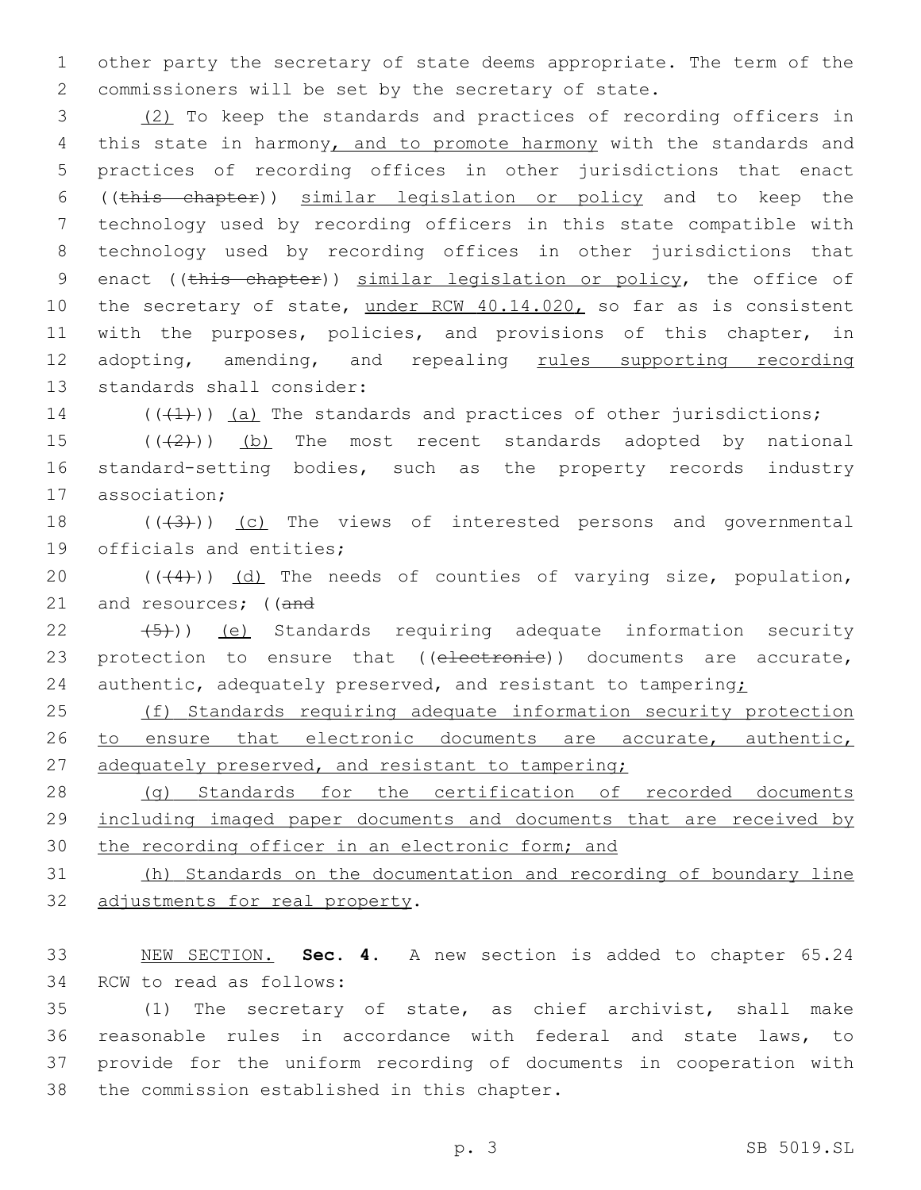other party the secretary of state deems appropriate. The term of the commissioners will be set by the secretary of state.

(2) To keep the standards and practices of recording officers in this state in harmony, and to promote harmony with the standards and practices of recording offices in other jurisdictions that enact ((this chapter)) similar legislation or policy and to keep the technology used by recording officers in this state compatible with technology used by recording offices in other jurisdictions that enact ((this chapter)) similar legislation or policy, the office of the secretary of state, under RCW 40.14.020, so far as is consistent with the purposes, policies, and provisions of this chapter, in adopting, amending, and repealing rules supporting recording standards shall consider:

(((1))) (a) The standards and practices of other jurisdictions;

(((2))) (b) The most recent standards adopted by national standard-setting bodies, such as the property records industry association;

(((3))) (c) The views of interested persons and governmental officials and entities;

(((4))) (d) The needs of counties of varying size, population, and resources; ((and

(5))) (e) Standards requiring adequate information security protection to ensure that ((electronic)) documents are accurate, authentic, adequately preserved, and resistant to tampering;

(f) Standards requiring adequate information security protection to ensure that electronic documents are accurate, authentic, adequately preserved, and resistant to tampering;

(g) Standards for the certification of recorded documents including imaged paper documents and documents that are received by the recording officer in an electronic form; and

(h) Standards on the documentation and recording of boundary line adjustments for real property.

NEW SECTION. **Sec. 4.** A new section is added to chapter 65.24 RCW to read as follows:

(1) The secretary of state, as chief archivist, shall make reasonable rules in accordance with federal and state laws, to provide for the uniform recording of documents in cooperation with the commission established in this chapter.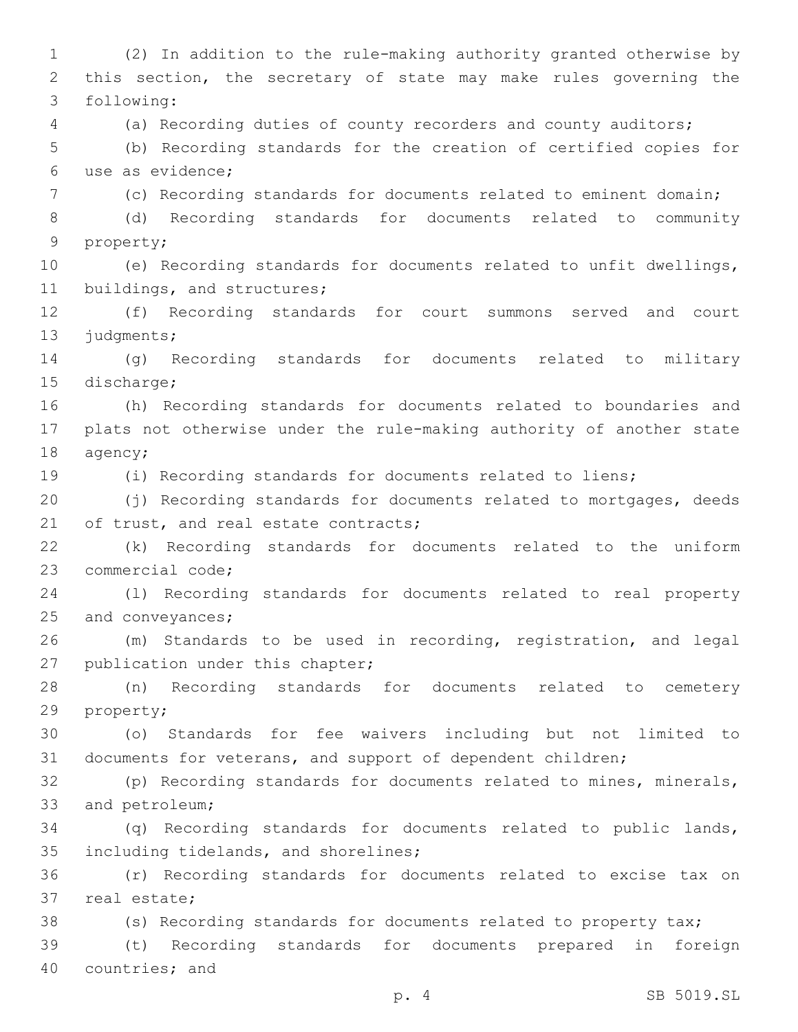(2) In addition to the rule-making authority granted otherwise by this section, the secretary of state may make rules governing the following:

(a) Recording duties of county recorders and county auditors;

(b) Recording standards for the creation of certified copies for use as evidence;

(c) Recording standards for documents related to eminent domain;

(d) Recording standards for documents related to community property;

(e) Recording standards for documents related to unfit dwellings, buildings, and structures;

(f) Recording standards for court summons served and court judgments;

(g) Recording standards for documents related to military discharge;

(h) Recording standards for documents related to boundaries and plats not otherwise under the rule-making authority of another state agency;

(i) Recording standards for documents related to liens;

(j) Recording standards for documents related to mortgages, deeds of trust, and real estate contracts;

(k) Recording standards for documents related to the uniform commercial code;

(l) Recording standards for documents related to real property and conveyances;

(m) Standards to be used in recording, registration, and legal publication under this chapter;

(n) Recording standards for documents related to cemetery property;

(o) Standards for fee waivers including but not limited to documents for veterans, and support of dependent children;

(p) Recording standards for documents related to mines, minerals, and petroleum;

(q) Recording standards for documents related to public lands, including tidelands, and shorelines;

(r) Recording standards for documents related to excise tax on real estate;

(s) Recording standards for documents related to property tax;

(t) Recording standards for documents prepared in foreign countries; and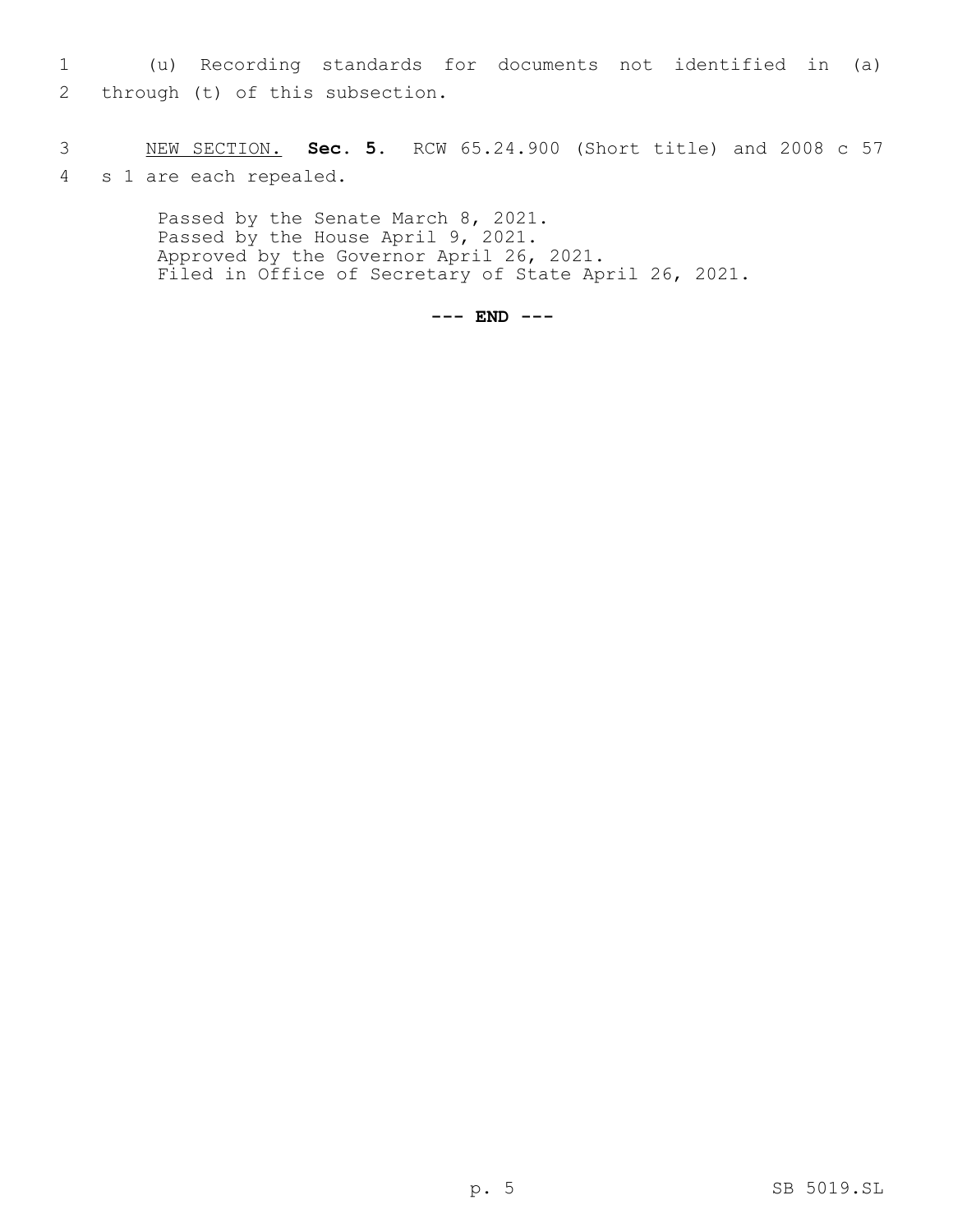(u) Recording standards for documents not identified in (a) through (t) of this subsection.

NEW SECTION. **Sec. 5.** RCW 65.24.900 (Short title) and 2008 c 57 s 1 are each repealed.

Passed by the Senate March 8, 2021.
Passed by the House April 9, 2021.
Approved by the Governor April 26, 2021.
Filed in Office of Secretary of State April 26, 2021.

**--- END ---**